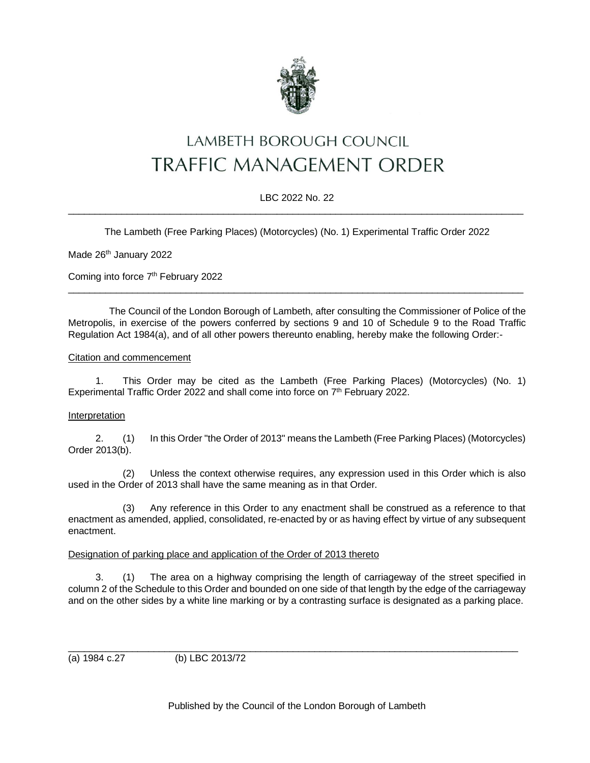# LAMBETH BOROUGH COUNCIL
# TRAFFIC MANAGEMENT ORDER

LBC 2022 No. 22

---

The Lambeth (Free Parking Places) (Motorcycles) (No. 1) Experimental Traffic Order 2022

Made 26th January 2022

Coming into force 7th February 2022

---

The Council of the London Borough of Lambeth, after consulting the Commissioner of Police of the Metropolis, in exercise of the powers conferred by sections 9 and 10 of Schedule 9 to the Road Traffic Regulation Act 1984(a), and of all other powers thereunto enabling, hereby make the following Order:-

## Citation and commencement

1. This Order may be cited as the Lambeth (Free Parking Places) (Motorcycles) (No. 1) Experimental Traffic Order 2022 and shall come into force on 7th February 2022.

## Interpretation

2. (1) In this Order "the Order of 2013" means the Lambeth (Free Parking Places) (Motorcycles) Order 2013(b).

(2) Unless the context otherwise requires, any expression used in this Order which is also used in the Order of 2013 shall have the same meaning as in that Order.

(3) Any reference in this Order to any enactment shall be construed as a reference to that enactment as amended, applied, consolidated, re-enacted by or as having effect by virtue of any subsequent enactment.

## Designation of parking place and application of the Order of 2013 thereto

3. (1) The area on a highway comprising the length of carriageway of the street specified in column 2 of the Schedule to this Order and bounded on one side of that length by the edge of the carriageway and on the other sides by a white line marking or by a contrasting surface is designated as a parking place.

---

(a) 1984 c.27 (b) LBC 2013/72

Published by the Council of the London Borough of Lambeth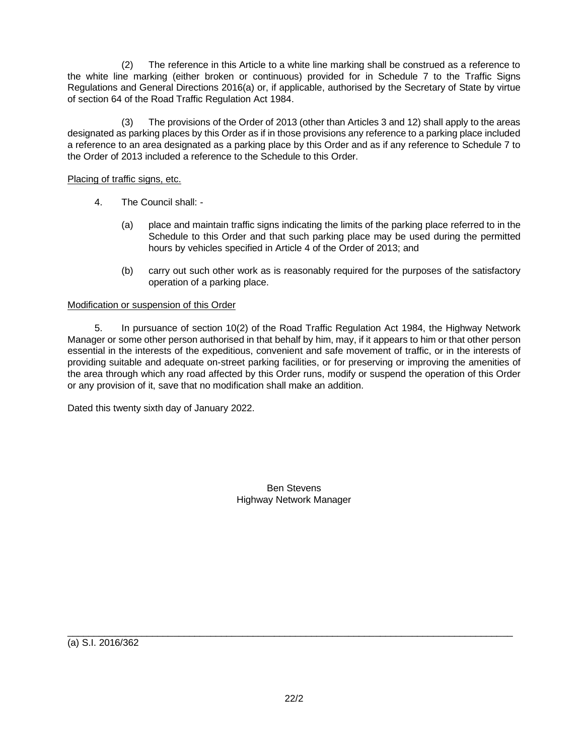(2) The reference in this Article to a white line marking shall be construed as a reference to the white line marking (either broken or continuous) provided for in Schedule 7 to the Traffic Signs Regulations and General Directions 2016(a) or, if applicable, authorised by the Secretary of State by virtue of section 64 of the Road Traffic Regulation Act 1984.

(3) The provisions of the Order of 2013 (other than Articles 3 and 12) shall apply to the areas designated as parking places by this Order as if in those provisions any reference to a parking place included a reference to an area designated as a parking place by this Order and as if any reference to Schedule 7 to the Order of 2013 included a reference to the Schedule to this Order.

Placing of traffic signs, etc.

4. The Council shall: -

(a) place and maintain traffic signs indicating the limits of the parking place referred to in the Schedule to this Order and that such parking place may be used during the permitted hours by vehicles specified in Article 4 of the Order of 2013; and

(b) carry out such other work as is reasonably required for the purposes of the satisfactory operation of a parking place.

Modification or suspension of this Order

5. In pursuance of section 10(2) of the Road Traffic Regulation Act 1984, the Highway Network Manager or some other person authorised in that behalf by him, may, if it appears to him or that other person essential in the interests of the expeditious, convenient and safe movement of traffic, or in the interests of providing suitable and adequate on-street parking facilities, or for preserving or improving the amenities of the area through which any road affected by this Order runs, modify or suspend the operation of this Order or any provision of it, save that no modification shall make an addition.

Dated this twenty sixth day of January 2022.

Ben Stevens
Highway Network Manager

---

(a) S.I. 2016/362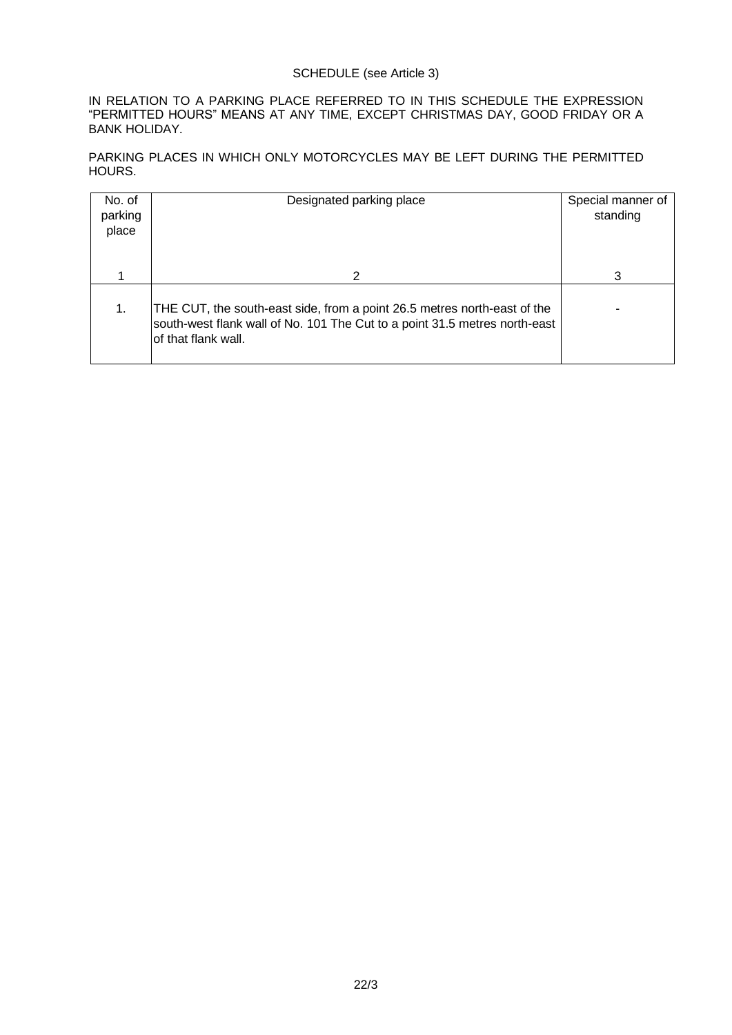SCHEDULE (see Article 3)

IN RELATION TO A PARKING PLACE REFERRED TO IN THIS SCHEDULE THE EXPRESSION "PERMITTED HOURS" MEANS AT ANY TIME, EXCEPT CHRISTMAS DAY, GOOD FRIDAY OR A BANK HOLIDAY.

PARKING PLACES IN WHICH ONLY MOTORCYCLES MAY BE LEFT DURING THE PERMITTED HOURS.

| No. of parking place | Designated parking place | Special manner of standing |
|---|---|---|
| 1 | 2 | 3 |
| 1. | THE CUT, the south-east side, from a point 26.5 metres north-east of the south-west flank wall of No. 101 The Cut to a point 31.5 metres north-east of that flank wall. | - |